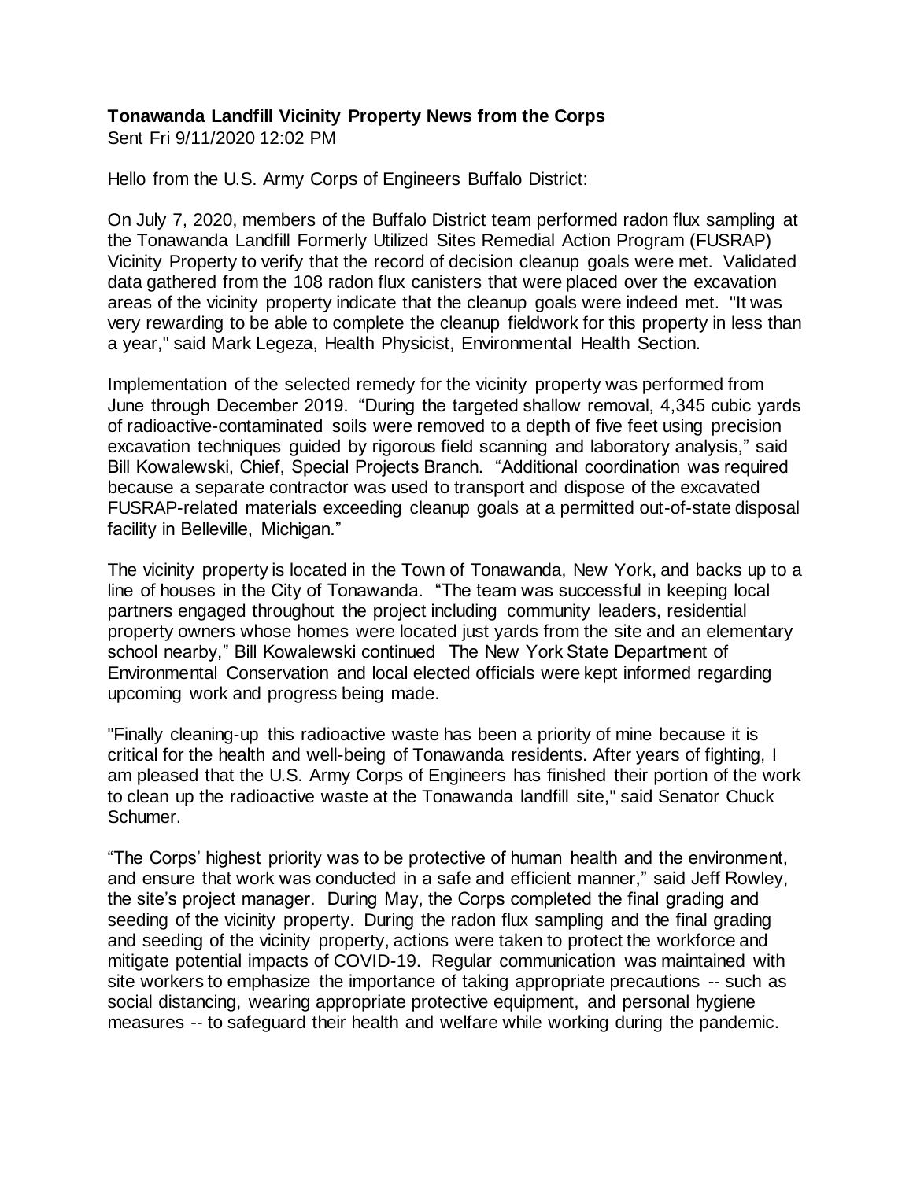**Tonawanda Landfill Vicinity Property News from the Corps**
Sent Fri 9/11/2020 12:02 PM

Hello from the U.S. Army Corps of Engineers Buffalo District:

On July 7, 2020, members of the Buffalo District team performed radon flux sampling at the Tonawanda Landfill Formerly Utilized Sites Remedial Action Program (FUSRAP) Vicinity Property to verify that the record of decision cleanup goals were met. Validated data gathered from the 108 radon flux canisters that were placed over the excavation areas of the vicinity property indicate that the cleanup goals were indeed met. "It was very rewarding to be able to complete the cleanup fieldwork for this property in less than a year," said Mark Legeza, Health Physicist, Environmental Health Section.

Implementation of the selected remedy for the vicinity property was performed from June through December 2019. "During the targeted shallow removal, 4,345 cubic yards of radioactive-contaminated soils were removed to a depth of five feet using precision excavation techniques guided by rigorous field scanning and laboratory analysis," said Bill Kowalewski, Chief, Special Projects Branch. "Additional coordination was required because a separate contractor was used to transport and dispose of the excavated FUSRAP-related materials exceeding cleanup goals at a permitted out-of-state disposal facility in Belleville, Michigan."

The vicinity property is located in the Town of Tonawanda, New York, and backs up to a line of houses in the City of Tonawanda. "The team was successful in keeping local partners engaged throughout the project including community leaders, residential property owners whose homes were located just yards from the site and an elementary school nearby," Bill Kowalewski continued The New York State Department of Environmental Conservation and local elected officials were kept informed regarding upcoming work and progress being made.

"Finally cleaning-up this radioactive waste has been a priority of mine because it is critical for the health and well-being of Tonawanda residents. After years of fighting, I am pleased that the U.S. Army Corps of Engineers has finished their portion of the work to clean up the radioactive waste at the Tonawanda landfill site," said Senator Chuck Schumer.

"The Corps' highest priority was to be protective of human health and the environment, and ensure that work was conducted in a safe and efficient manner," said Jeff Rowley, the site's project manager. During May, the Corps completed the final grading and seeding of the vicinity property. During the radon flux sampling and the final grading and seeding of the vicinity property, actions were taken to protect the workforce and mitigate potential impacts of COVID-19. Regular communication was maintained with site workers to emphasize the importance of taking appropriate precautions -- such as social distancing, wearing appropriate protective equipment, and personal hygiene measures -- to safeguard their health and welfare while working during the pandemic.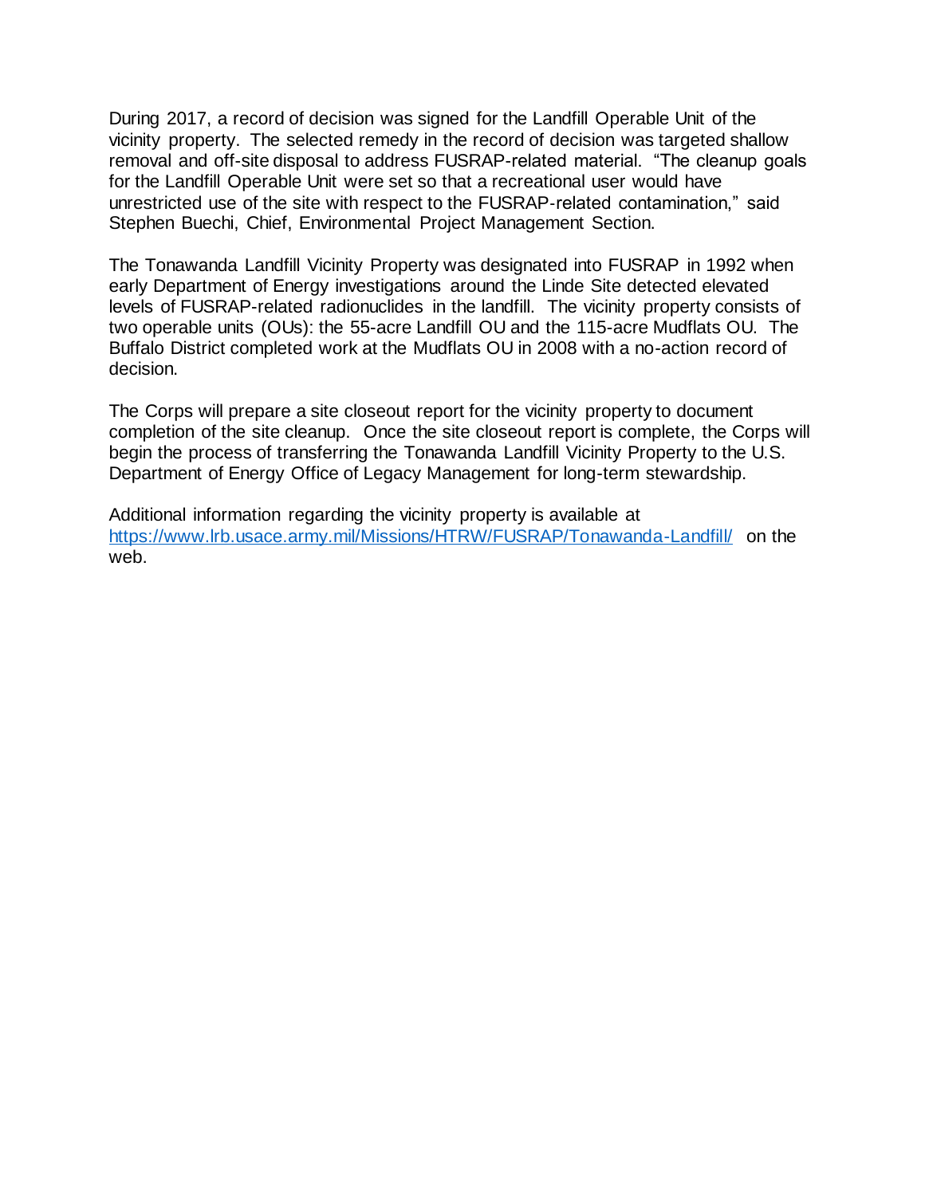During 2017, a record of decision was signed for the Landfill Operable Unit of the vicinity property. The selected remedy in the record of decision was targeted shallow removal and off-site disposal to address FUSRAP-related material. "The cleanup goals for the Landfill Operable Unit were set so that a recreational user would have unrestricted use of the site with respect to the FUSRAP-related contamination," said Stephen Buechi, Chief, Environmental Project Management Section.

The Tonawanda Landfill Vicinity Property was designated into FUSRAP in 1992 when early Department of Energy investigations around the Linde Site detected elevated levels of FUSRAP-related radionuclides in the landfill. The vicinity property consists of two operable units (OUs): the 55-acre Landfill OU and the 115-acre Mudflats OU. The Buffalo District completed work at the Mudflats OU in 2008 with a no-action record of decision.

The Corps will prepare a site closeout report for the vicinity property to document completion of the site cleanup. Once the site closeout report is complete, the Corps will begin the process of transferring the Tonawanda Landfill Vicinity Property to the U.S. Department of Energy Office of Legacy Management for long-term stewardship.

Additional information regarding the vicinity property is available at [https://www.lrb.usace.army.mil/Missions/HTRW/FUSRAP/Tonawanda-Landfill/](https://www.lrb.usace.army.mil/Missions/HTRW/FUSRAP/Tonawanda-Landfill/) on the web.